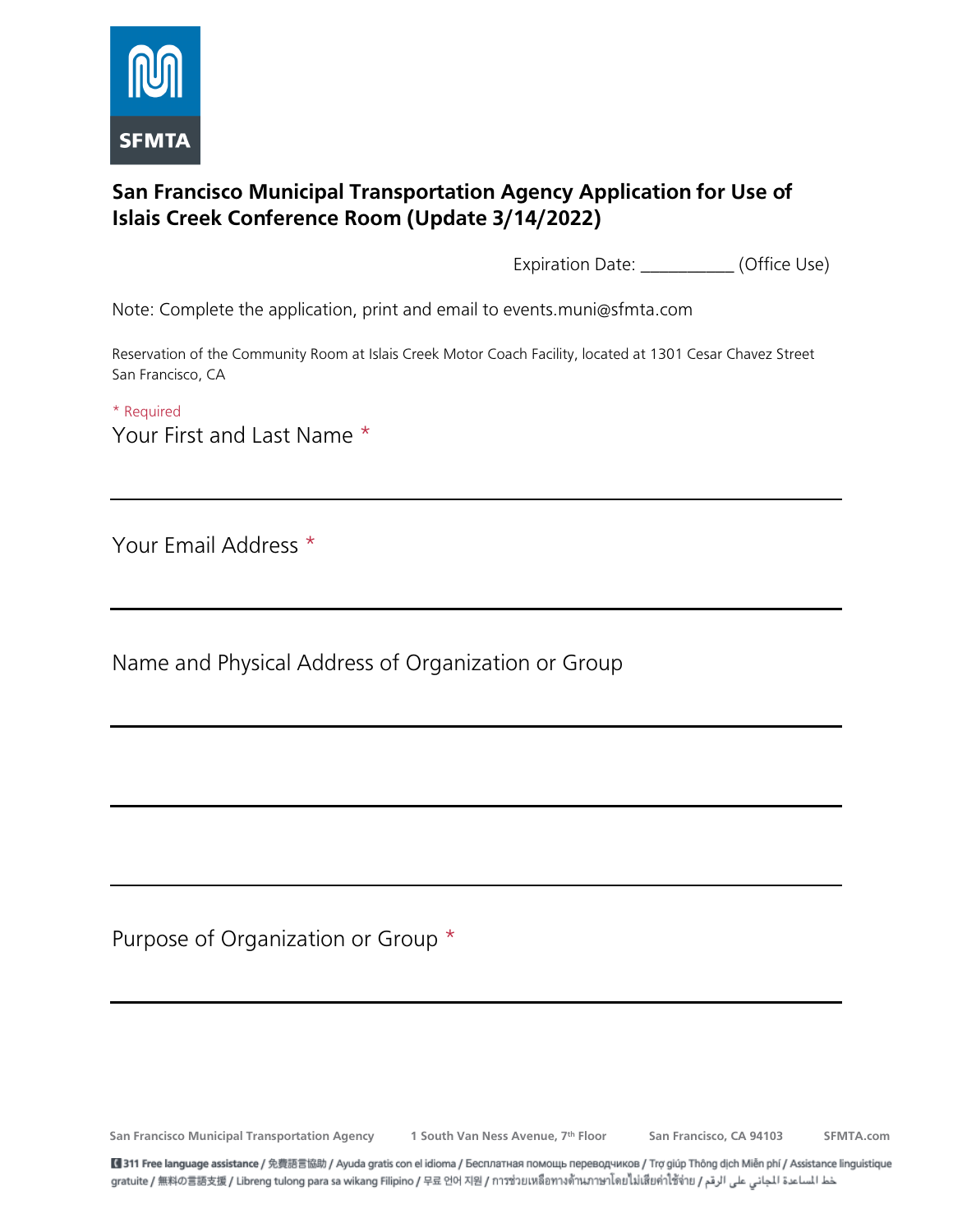**SFMTA**

# San Francisco Municipal Transportation Agency Application for Use of Islais Creek Conference Room (Update 3/14/2022)

Expiration Date: ___________ (Office Use)

Note: Complete the application, print and email to events.muni@sfmta.com

Reservation of the Community Room at Islais Creek Motor Coach Facility, located at 1301 Cesar Chavez Street San Francisco, CA

\* Required

Your First and Last Name *

_______________________________________________

Your Email Address *

_______________________________________________

Name and Physical Address of Organization or Group

_______________________________________________

_______________________________________________

_______________________________________________

Purpose of Organization or Group *

_______________________________________________

San Francisco Municipal Transportation Agency 1 South Van Ness Avenue, 7th Floor San Francisco, CA 94103 SFMTA.com

311 Free language assistance / 免費語言協助 / Ayuda gratis con el idioma / Бесплатная помощь переводчиков / Trợ giúp Thông dịch Miễn phí / Assistance linguistique gratuite / 無料の言語支援 / Libreng tulong para sa wikang Filipino / 무료 언어 지원 / การช่วยเหลือทางด้านภาษาโดยไม่เสียค่าใช้จ่าย / خط المساعدة المجاني على الرقم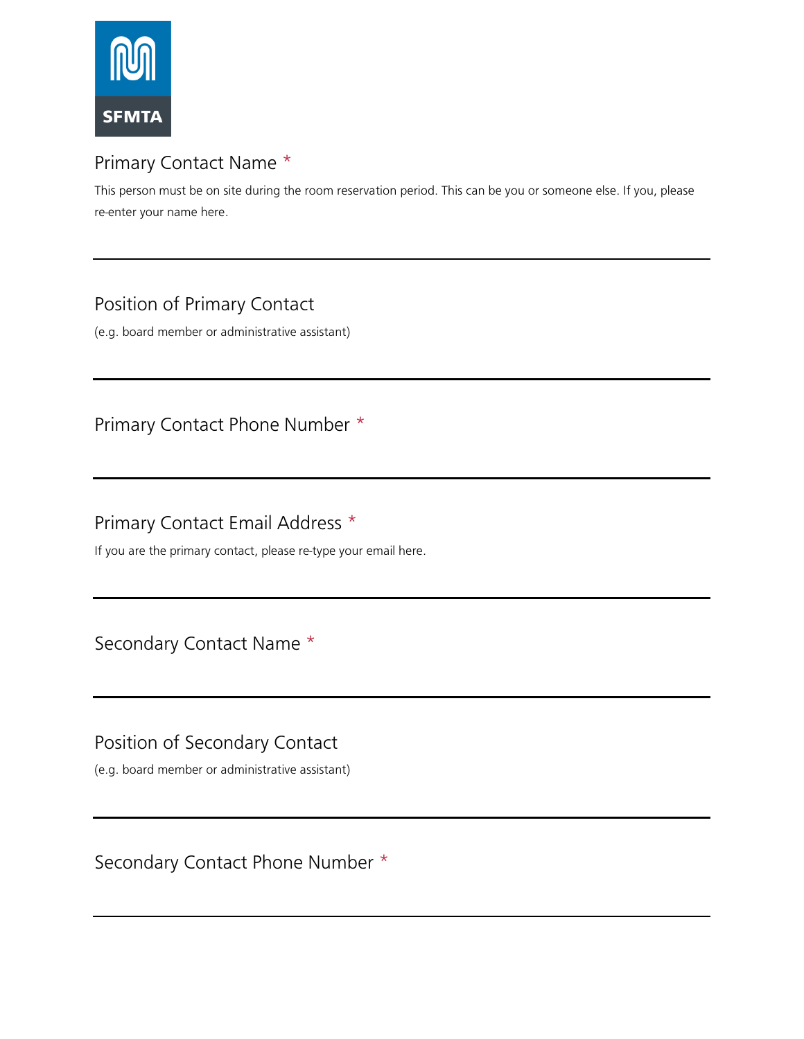SFMTA

Primary Contact Name *

This person must be on site during the room reservation period. This can be you or someone else. If you, please re-enter your name here.

---

Position of Primary Contact

(e.g. board member or administrative assistant)

---

Primary Contact Phone Number *

---

Primary Contact Email Address *

If you are the primary contact, please re-type your email here.

---

Secondary Contact Name *

---

Position of Secondary Contact

(e.g. board member or administrative assistant)

---

Secondary Contact Phone Number *

---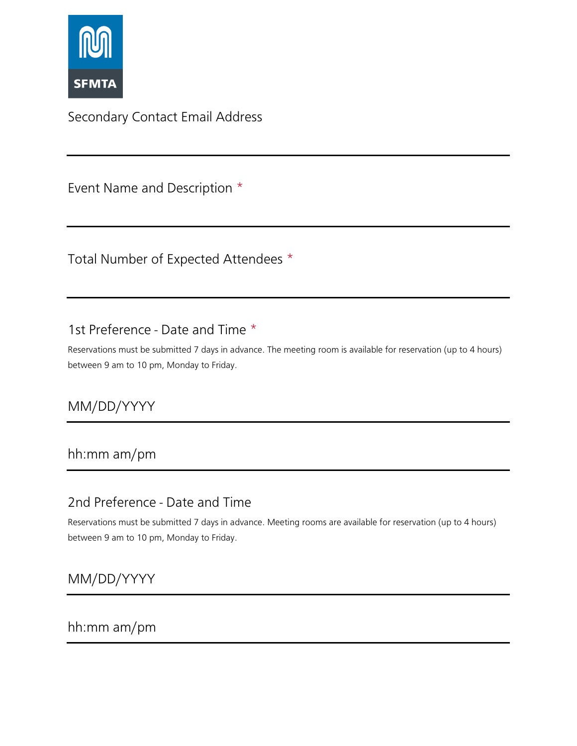SFMTA

Secondary Contact Email Address

---

Event Name and Description *

---

Total Number of Expected Attendees *

---

1st Preference - Date and Time *

Reservations must be submitted 7 days in advance. The meeting room is available for reservation (up to 4 hours) between 9 am to 10 pm, Monday to Friday.

MM/DD/YYYY

---

hh:mm am/pm

---

2nd Preference - Date and Time

Reservations must be submitted 7 days in advance. Meeting rooms are available for reservation (up to 4 hours) between 9 am to 10 pm, Monday to Friday.

MM/DD/YYYY

---

hh:mm am/pm

---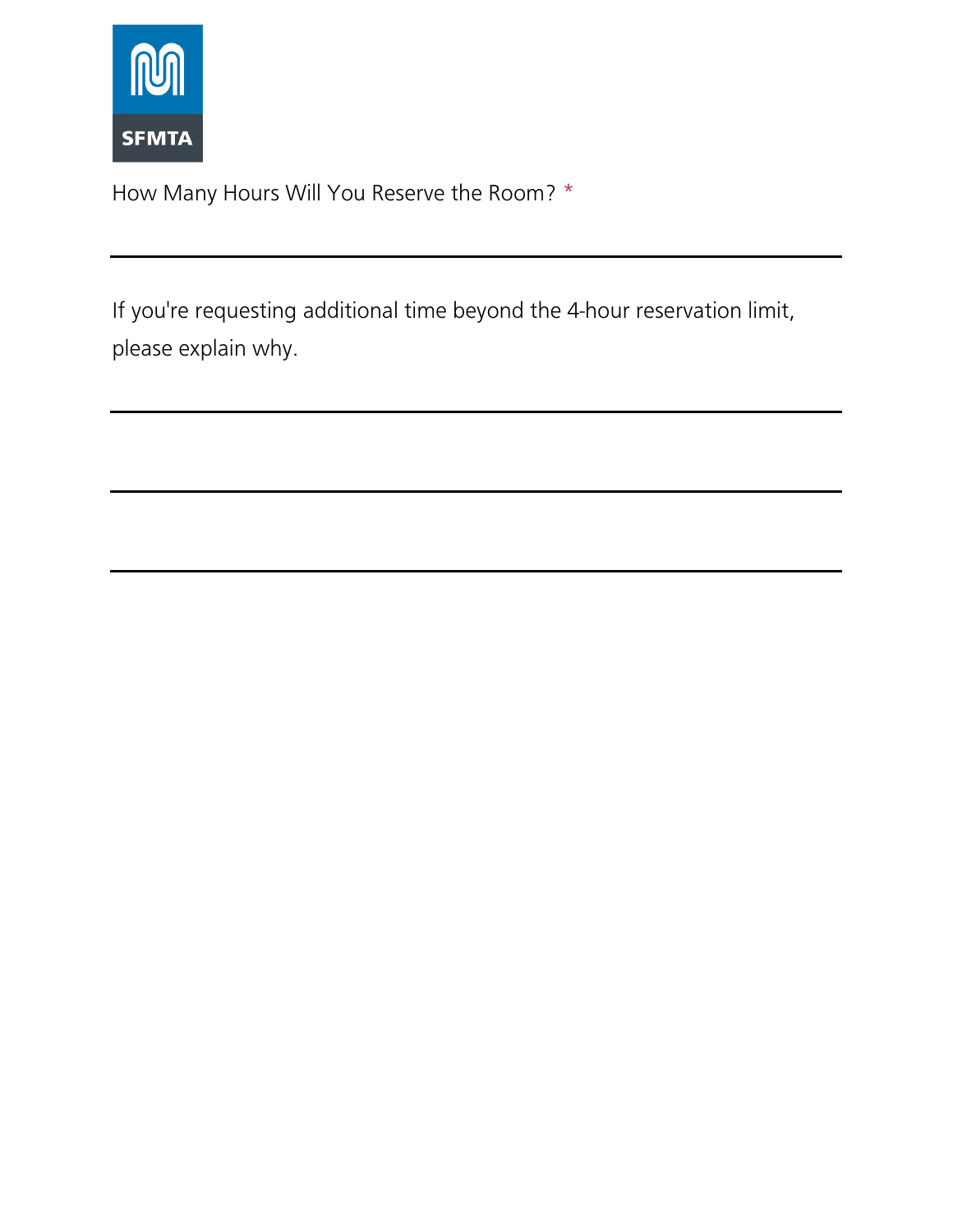SFMTA

How Many Hours Will You Reserve the Room? *

___

If you're requesting additional time beyond the 4-hour reservation limit, please explain why.

___

___

___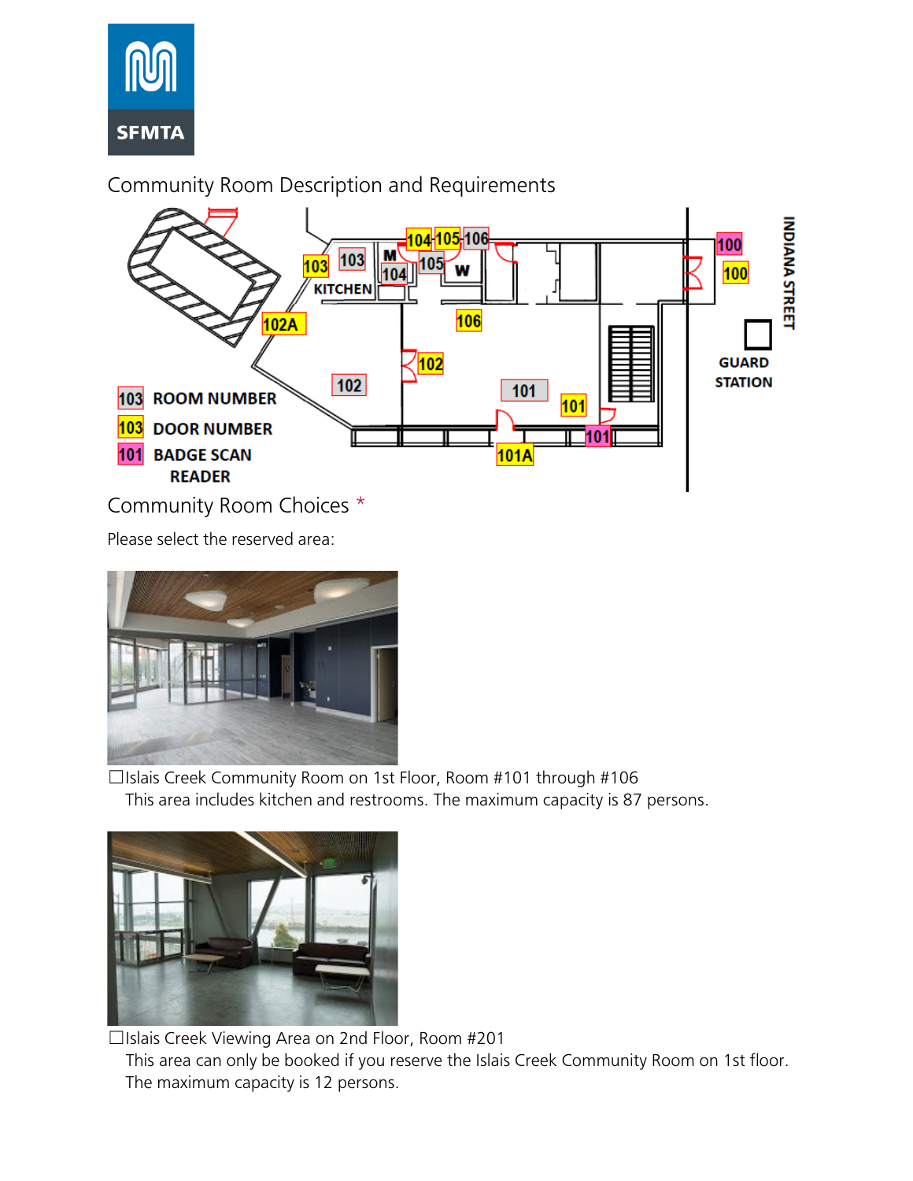## Community Room Description and Requirements

103 KITCHEN 103 M 104 104 105 106 105 W 106 102A 102 102 101 101 101 101A 100 100 GUARD STATION INDIANA STREET

103 ROOM NUMBER

103 DOOR NUMBER

101 BADGE SCAN READER

## Community Room Choices *

Please select the reserved area:

☐Islais Creek Community Room on 1st Floor, Room #101 through #106
This area includes kitchen and restrooms. The maximum capacity is 87 persons.

☐Islais Creek Viewing Area on 2nd Floor, Room #201
This area can only be booked if you reserve the Islais Creek Community Room on 1st floor. The maximum capacity is 12 persons.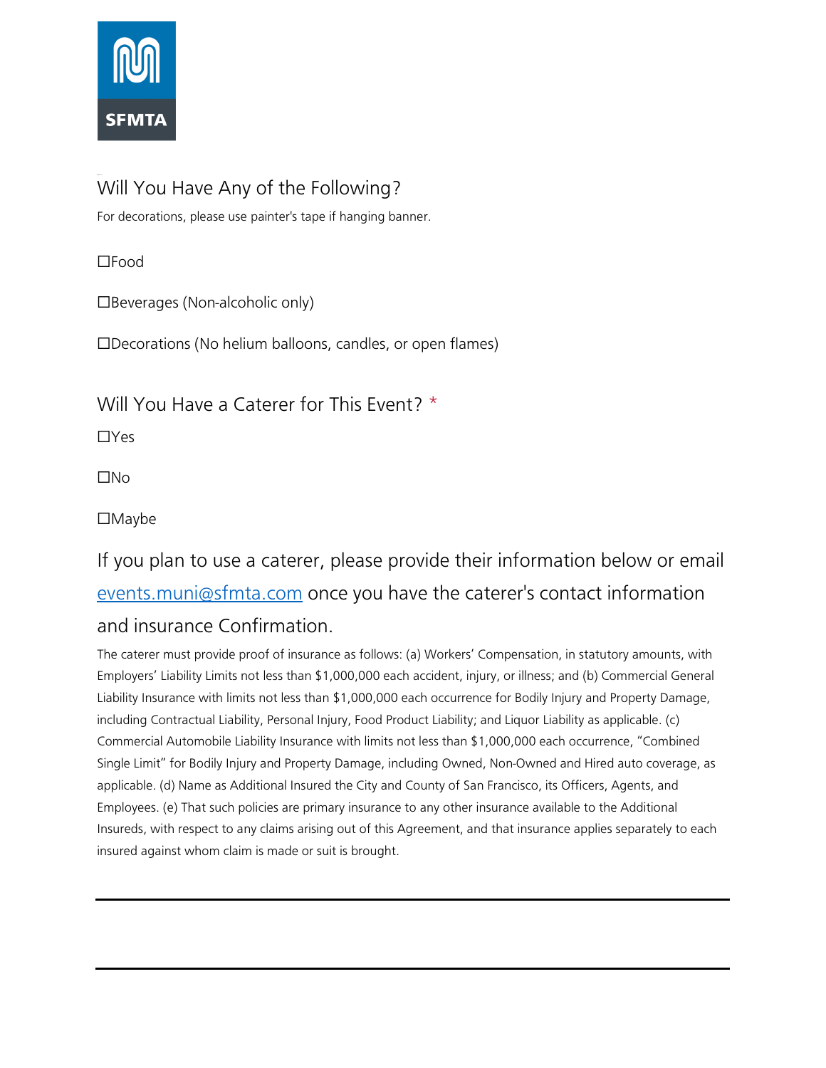## Will You Have Any of the Following?

For decorations, please use painter's tape if hanging banner.

☐Food

☐Beverages (Non-alcoholic only)

☐Decorations (No helium balloons, candles, or open flames)

## Will You Have a Caterer for This Event? *

☐Yes

☐No

☐Maybe

## If you plan to use a caterer, please provide their information below or email [events.muni@sfmta.com](mailto:events.muni@sfmta.com) once you have the caterer's contact information and insurance Confirmation.

The caterer must provide proof of insurance as follows: (a) Workers' Compensation, in statutory amounts, with Employers' Liability Limits not less than $1,000,000 each accident, injury, or illness; and (b) Commercial General Liability Insurance with limits not less than $1,000,000 each occurrence for Bodily Injury and Property Damage, including Contractual Liability, Personal Injury, Food Product Liability; and Liquor Liability as applicable. (c) Commercial Automobile Liability Insurance with limits not less than $1,000,000 each occurrence, "Combined Single Limit" for Bodily Injury and Property Damage, including Owned, Non-Owned and Hired auto coverage, as applicable. (d) Name as Additional Insured the City and County of San Francisco, its Officers, Agents, and Employees. (e) That such policies are primary insurance to any other insurance available to the Additional Insureds, with respect to any claims arising out of this Agreement, and that insurance applies separately to each insured against whom claim is made or suit is brought.

---

---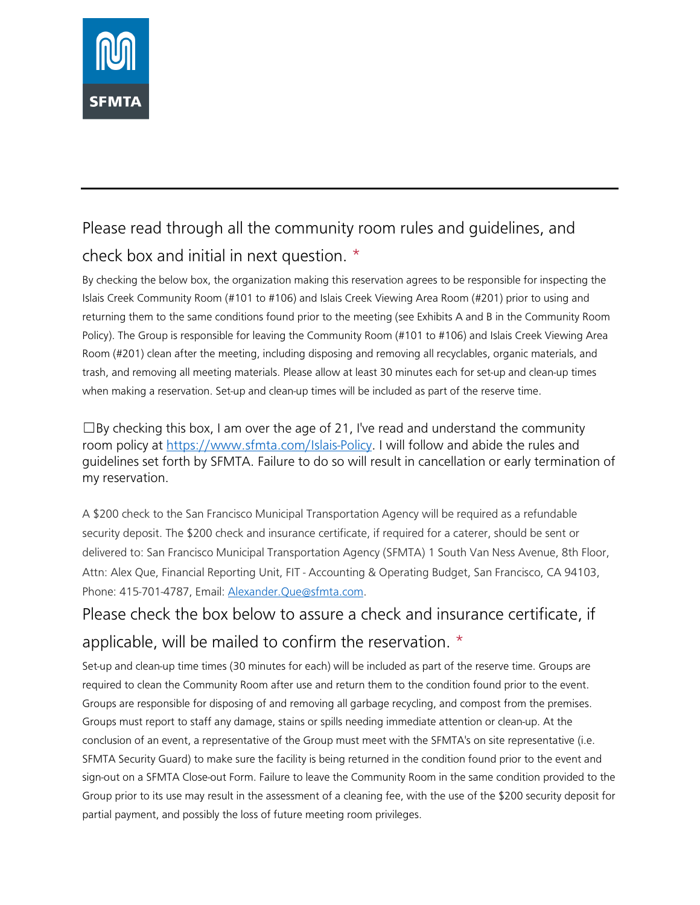Please read through all the community room rules and guidelines, and check box and initial in next question. *

By checking the below box, the organization making this reservation agrees to be responsible for inspecting the Islais Creek Community Room (#101 to #106) and Islais Creek Viewing Area Room (#201) prior to using and returning them to the same conditions found prior to the meeting (see Exhibits A and B in the Community Room Policy). The Group is responsible for leaving the Community Room (#101 to #106) and Islais Creek Viewing Area Room (#201) clean after the meeting, including disposing and removing all recyclables, organic materials, and trash, and removing all meeting materials. Please allow at least 30 minutes each for set-up and clean-up times when making a reservation. Set-up and clean-up times will be included as part of the reserve time.

☐By checking this box, I am over the age of 21, I've read and understand the community room policy at https://www.sfmta.com/Islais-Policy. I will follow and abide the rules and guidelines set forth by SFMTA. Failure to do so will result in cancellation or early termination of my reservation.

A $200 check to the San Francisco Municipal Transportation Agency will be required as a refundable security deposit. The $200 check and insurance certificate, if required for a caterer, should be sent or delivered to: San Francisco Municipal Transportation Agency (SFMTA) 1 South Van Ness Avenue, 8th Floor, Attn: Alex Que, Financial Reporting Unit, FIT - Accounting & Operating Budget, San Francisco, CA 94103, Phone: 415-701-4787, Email: Alexander.Que@sfmta.com.

Please check the box below to assure a check and insurance certificate, if applicable, will be mailed to confirm the reservation. *

Set-up and clean-up time times (30 minutes for each) will be included as part of the reserve time. Groups are required to clean the Community Room after use and return them to the condition found prior to the event. Groups are responsible for disposing of and removing all garbage recycling, and compost from the premises. Groups must report to staff any damage, stains or spills needing immediate attention or clean-up. At the conclusion of an event, a representative of the Group must meet with the SFMTA's on site representative (i.e. SFMTA Security Guard) to make sure the facility is being returned in the condition found prior to the event and sign-out on a SFMTA Close-out Form. Failure to leave the Community Room in the same condition provided to the Group prior to its use may result in the assessment of a cleaning fee, with the use of the $200 security deposit for partial payment, and possibly the loss of future meeting room privileges.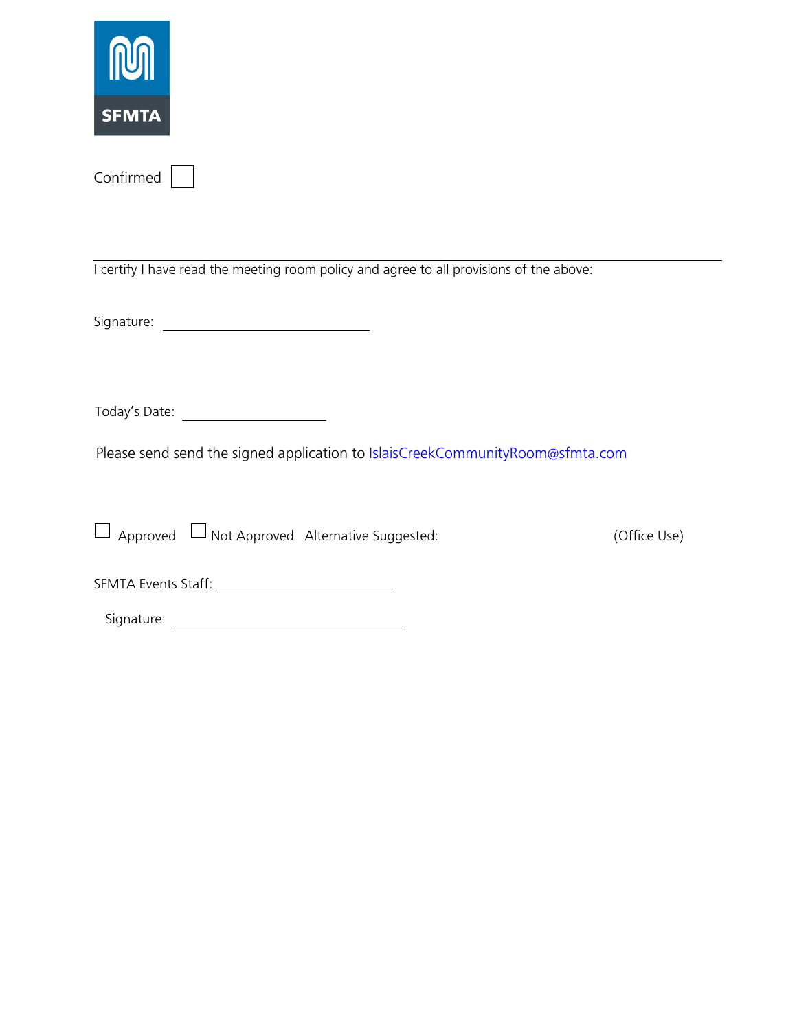SFMTA

Confirmed ☐

---

I certify I have read the meeting room policy and agree to all provisions of the above:

Signature: ______________________________

Today's Date: ____________________

Please send send the signed application to [IslaisCreekCommunityRoom@sfmta.com](mailto:IslaisCreekCommunityRoom@sfmta.com)

☐ Approved ☐ Not Approved Alternative Suggested: (Office Use)

SFMTA Events Staff: _________________________

Signature: __________________________________